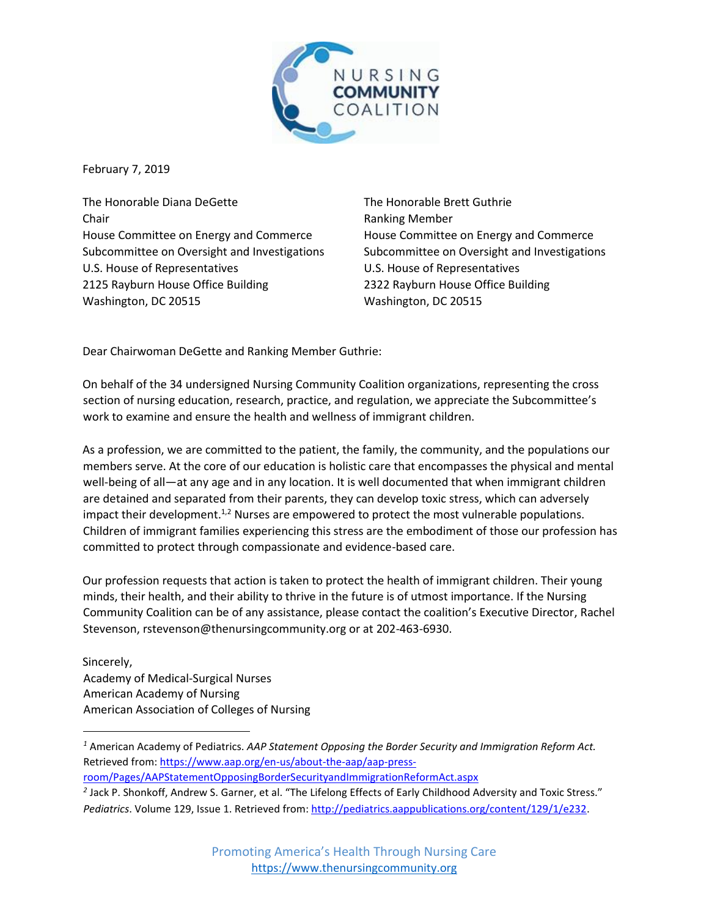NURSING COMMUNITY COALITION

February 7, 2019

The Honorable Diana DeGette
Chair
House Committee on Energy and Commerce
Subcommittee on Oversight and Investigations
U.S. House of Representatives
2125 Rayburn House Office Building
Washington, DC 20515

The Honorable Brett Guthrie
Ranking Member
House Committee on Energy and Commerce
Subcommittee on Oversight and Investigations
U.S. House of Representatives
2322 Rayburn House Office Building
Washington, DC 20515

Dear Chairwoman DeGette and Ranking Member Guthrie:

On behalf of the 34 undersigned Nursing Community Coalition organizations, representing the cross section of nursing education, research, practice, and regulation, we appreciate the Subcommittee's work to examine and ensure the health and wellness of immigrant children.

As a profession, we are committed to the patient, the family, the community, and the populations our members serve. At the core of our education is holistic care that encompasses the physical and mental well-being of all—at any age and in any location. It is well documented that when immigrant children are detained and separated from their parents, they can develop toxic stress, which can adversely impact their development.[1,2] Nurses are empowered to protect the most vulnerable populations. Children of immigrant families experiencing this stress are the embodiment of those our profession has committed to protect through compassionate and evidence-based care.

Our profession requests that action is taken to protect the health of immigrant children. Their young minds, their health, and their ability to thrive in the future is of utmost importance. If the Nursing Community Coalition can be of any assistance, please contact the coalition's Executive Director, Rachel Stevenson, rstevenson@thenursingcommunity.org or at 202-463-6930.

Sincerely,
Academy of Medical-Surgical Nurses
American Academy of Nursing
American Association of Colleges of Nursing

---

[1] American Academy of Pediatrics. *AAP Statement Opposing the Border Security and Immigration Reform Act.* Retrieved from: https://www.aap.org/en-us/about-the-aap/aap-press-room/Pages/AAPStatementOpposingBorderSecurityandImmigrationReformAct.aspx

[2] Jack P. Shonkoff, Andrew S. Garner, et al. "The Lifelong Effects of Early Childhood Adversity and Toxic Stress." *Pediatrics*. Volume 129, Issue 1. Retrieved from: http://pediatrics.aappublications.org/content/129/1/e232.

Promoting America's Health Through Nursing Care
https://www.thenursingcommunity.org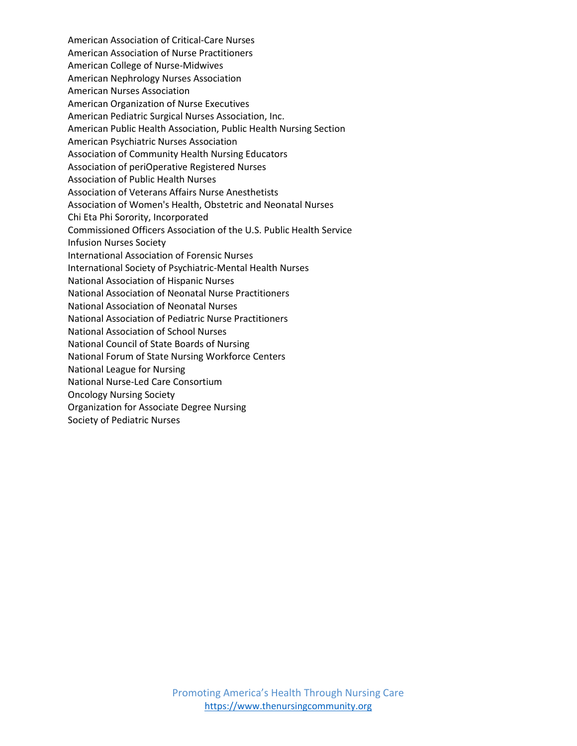American Association of Critical-Care Nurses
American Association of Nurse Practitioners
American College of Nurse-Midwives
American Nephrology Nurses Association
American Nurses Association
American Organization of Nurse Executives
American Pediatric Surgical Nurses Association, Inc.
American Public Health Association, Public Health Nursing Section
American Psychiatric Nurses Association
Association of Community Health Nursing Educators
Association of periOperative Registered Nurses
Association of Public Health Nurses
Association of Veterans Affairs Nurse Anesthetists
Association of Women's Health, Obstetric and Neonatal Nurses
Chi Eta Phi Sorority, Incorporated
Commissioned Officers Association of the U.S. Public Health Service
Infusion Nurses Society
International Association of Forensic Nurses
International Society of Psychiatric-Mental Health Nurses
National Association of Hispanic Nurses
National Association of Neonatal Nurse Practitioners
National Association of Neonatal Nurses
National Association of Pediatric Nurse Practitioners
National Association of School Nurses
National Council of State Boards of Nursing
National Forum of State Nursing Workforce Centers
National League for Nursing
National Nurse-Led Care Consortium
Oncology Nursing Society
Organization for Associate Degree Nursing
Society of Pediatric Nurses